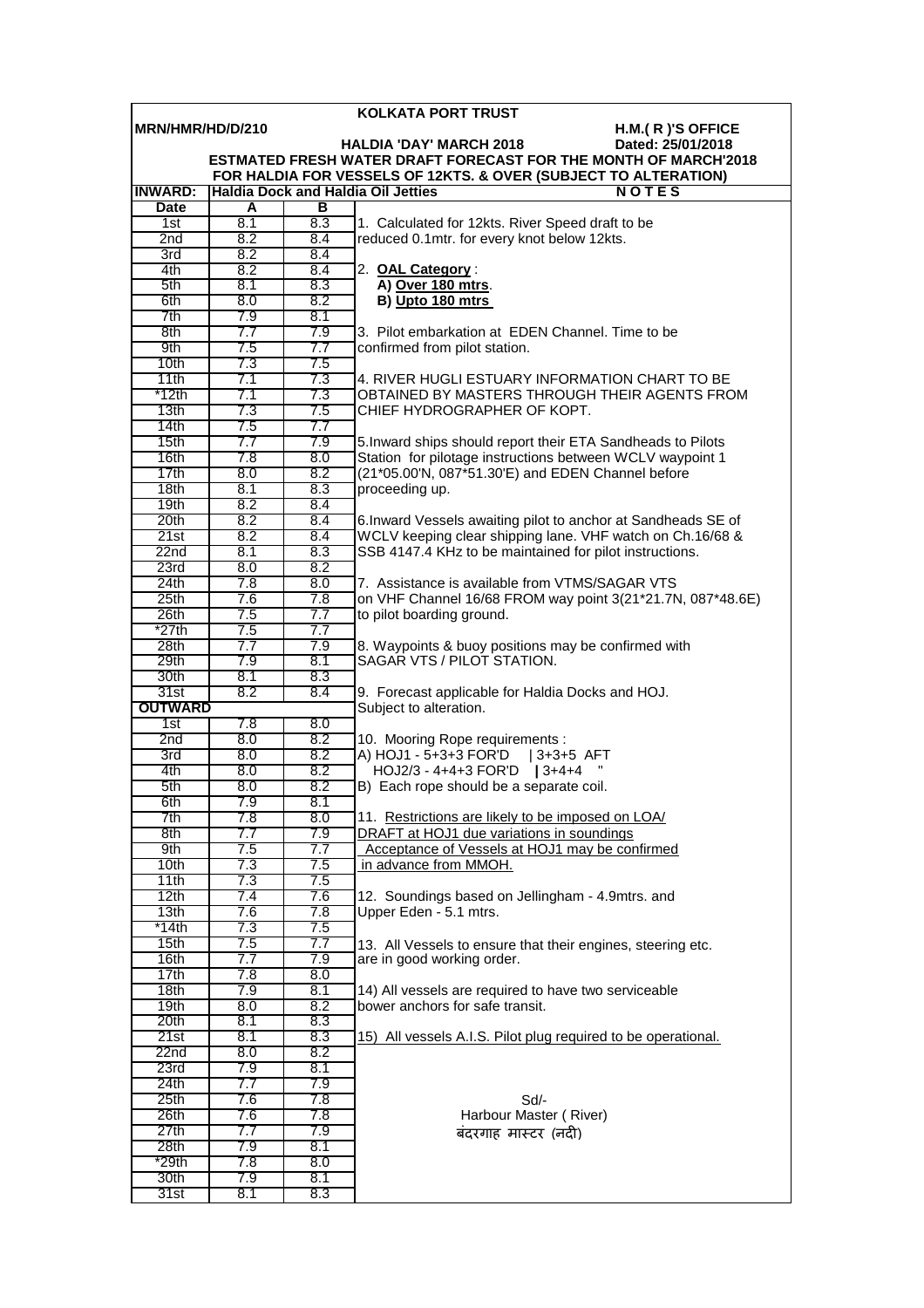# KOLKATA PORT TRUST

**MRN/HMR/HD/D/210** **H.M.( R )'S OFFICE**

**HALDIA 'DAY' MARCH 2018** **Dated: 25/01/2018**

**ESTMATED FRESH WATER DRAFT FORECAST FOR THE MONTH OF MARCH'2018**
**FOR HALDIA FOR VESSELS OF 12KTS. & OVER (SUBJECT TO ALTERATION)**

**INWARD: Haldia Dock and Haldia Oil Jetties**

| Date | A | B |
|---|---|---|
| 1st | 8.1 | 8.3 |
| 2nd | 8.2 | 8.4 |
| 3rd | 8.2 | 8.4 |
| 4th | 8.2 | 8.4 |
| 5th | 8.1 | 8.3 |
| 6th | 8.0 | 8.2 |
| 7th | 7.9 | 8.1 |
| 8th | 7.7 | 7.9 |
| 9th | 7.5 | 7.7 |
| 10th | 7.3 | 7.5 |
| 11th | 7.1 | 7.3 |
| *12th | 7.1 | 7.3 |
| 13th | 7.3 | 7.5 |
| 14th | 7.5 | 7.7 |
| 15th | 7.7 | 7.9 |
| 16th | 7.8 | 8.0 |
| 17th | 8.0 | 8.2 |
| 18th | 8.1 | 8.3 |
| 19th | 8.2 | 8.4 |
| 20th | 8.2 | 8.4 |
| 21st | 8.2 | 8.4 |
| 22nd | 8.1 | 8.3 |
| 23rd | 8.0 | 8.2 |
| 24th | 7.8 | 8.0 |
| 25th | 7.6 | 7.8 |
| 26th | 7.5 | 7.7 |
| *27th | 7.5 | 7.7 |
| 28th | 7.7 | 7.9 |
| 29th | 7.9 | 8.1 |
| 30th | 8.1 | 8.3 |
| 31st | 8.2 | 8.4 |

**OUTWARD**

| Date | A | B |
|---|---|---|
| 1st | 7.8 | 8.0 |
| 2nd | 8.0 | 8.2 |
| 3rd | 8.0 | 8.2 |
| 4th | 8.0 | 8.2 |
| 5th | 8.0 | 8.2 |
| 6th | 7.9 | 8.1 |
| 7th | 7.8 | 8.0 |
| 8th | 7.7 | 7.9 |
| 9th | 7.5 | 7.7 |
| 10th | 7.3 | 7.5 |
| 11th | 7.3 | 7.5 |
| 12th | 7.4 | 7.6 |
| 13th | 7.6 | 7.8 |
| *14th | 7.3 | 7.5 |
| 15th | 7.5 | 7.7 |
| 16th | 7.7 | 7.9 |
| 17th | 7.8 | 8.0 |
| 18th | 7.9 | 8.1 |
| 19th | 8.0 | 8.2 |
| 20th | 8.1 | 8.3 |
| 21st | 8.1 | 8.3 |
| 22nd | 8.0 | 8.2 |
| 23rd | 7.9 | 8.1 |
| 24th | 7.7 | 7.9 |
| 25th | 7.6 | 7.8 |
| 26th | 7.6 | 7.8 |
| 27th | 7.7 | 7.9 |
| 28th | 7.9 | 8.1 |
| *29th | 7.8 | 8.0 |
| 30th | 7.9 | 8.1 |
| 31st | 8.1 | 8.3 |

**N O T E S**

1. Calculated for 12kts. River Speed draft to be reduced 0.1mtr. for every knot below 12kts.

2. **OAL Category** :
   **A) Over 180 mtrs**.
   **B) Upto 180 mtrs**

3. Pilot embarkation at EDEN Channel. Time to be confirmed from pilot station.

4. RIVER HUGLI ESTUARY INFORMATION CHART TO BE OBTAINED BY MASTERS THROUGH THEIR AGENTS FROM CHIEF HYDROGRAPHER OF KOPT.

5. Inward ships should report their ETA Sandheads to Pilots Station for pilotage instructions between WCLV waypoint 1 (21*05.00'N, 087*51.30'E) and EDEN Channel before proceeding up.

6. Inward Vessels awaiting pilot to anchor at Sandheads SE of WCLV keeping clear shipping lane. VHF watch on Ch.16/68 & SSB 4147.4 KHz to be maintained for pilot instructions.

7. Assistance is available from VTMS/SAGAR VTS on VHF Channel 16/68 FROM way point 3(21*21.7N, 087*48.6E) to pilot boarding ground.

8. Waypoints & buoy positions may be confirmed with SAGAR VTS / PILOT STATION.

9. Forecast applicable for Haldia Docks and HOJ. Subject to alteration.

10. Mooring Rope requirements :
A) HOJ1 - 5+3+3 FOR'D | 3+3+5 AFT
HOJ2/3 - 4+4+3 FOR'D | 3+4+4 "
B) Each rope should be a separate coil.

11. Restrictions are likely to be imposed on LOA/ DRAFT at HOJ1 due variations in soundings Acceptance of Vessels at HOJ1 may be confirmed in advance from MMOH.

12. Soundings based on Jellingham - 4.9mtrs. and Upper Eden - 5.1 mtrs.

13. All Vessels to ensure that their engines, steering etc. are in good working order.

14) All vessels are required to have two serviceable bower anchors for safe transit.

15) All vessels A.I.S. Pilot plug required to be operational.

Sd/-
Harbour Master ( River)
बंदरगाह मास्टर (नदी)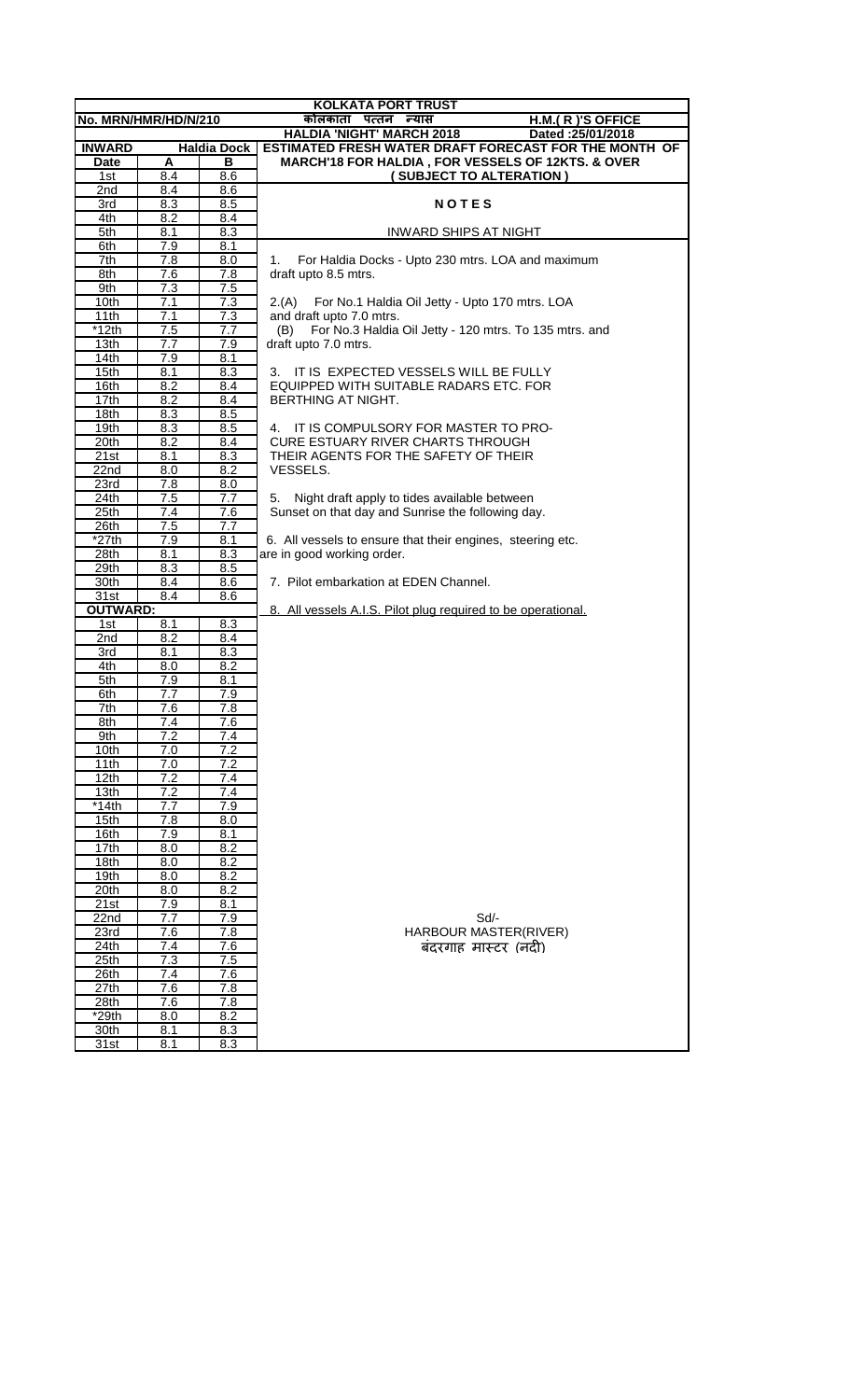# KOLKATA PORT TRUST

**No. MRN/HMR/HD/N/210** कोलकाता पत्तन न्यास **H.M.( R )'S OFFICE**

**HALDIA 'NIGHT' MARCH 2018** **Dated :25/01/2018**

**ESTIMATED FRESH WATER DRAFT FORECAST FOR THE MONTH OF MARCH'18 FOR HALDIA , FOR VESSELS OF 12KTS. & OVER**

**( SUBJECT TO ALTERATION )**

| INWARD | Haldia Dock | |
|---|---|---|
| Date | A | B |
| 1st | 8.4 | 8.6 |
| 2nd | 8.4 | 8.6 |
| 3rd | 8.3 | 8.5 |
| 4th | 8.2 | 8.4 |
| 5th | 8.1 | 8.3 |
| 6th | 7.9 | 8.1 |
| 7th | 7.8 | 8.0 |
| 8th | 7.6 | 7.8 |
| 9th | 7.3 | 7.5 |
| 10th | 7.1 | 7.3 |
| 11th | 7.1 | 7.3 |
| *12th | 7.5 | 7.7 |
| 13th | 7.7 | 7.9 |
| 14th | 7.9 | 8.1 |
| 15th | 8.1 | 8.3 |
| 16th | 8.2 | 8.4 |
| 17th | 8.2 | 8.4 |
| 18th | 8.3 | 8.5 |
| 19th | 8.3 | 8.5 |
| 20th | 8.2 | 8.4 |
| 21st | 8.1 | 8.3 |
| 22nd | 8.0 | 8.2 |
| 23rd | 7.8 | 8.0 |
| 24th | 7.5 | 7.7 |
| 25th | 7.4 | 7.6 |
| 26th | 7.5 | 7.7 |
| *27th | 7.9 | 8.1 |
| 28th | 8.1 | 8.3 |
| 29th | 8.3 | 8.5 |
| 30th | 8.4 | 8.6 |
| 31st | 8.4 | 8.6 |
| **OUTWARD:** | | |
| 1st | 8.1 | 8.3 |
| 2nd | 8.2 | 8.4 |
| 3rd | 8.1 | 8.3 |
| 4th | 8.0 | 8.2 |
| 5th | 7.9 | 8.1 |
| 6th | 7.7 | 7.9 |
| 7th | 7.6 | 7.8 |
| 8th | 7.4 | 7.6 |
| 9th | 7.2 | 7.4 |
| 10th | 7.0 | 7.2 |
| 11th | 7.0 | 7.2 |
| 12th | 7.2 | 7.4 |
| 13th | 7.2 | 7.4 |
| *14th | 7.7 | 7.9 |
| 15th | 7.8 | 8.0 |
| 16th | 7.9 | 8.1 |
| 17th | 8.0 | 8.2 |
| 18th | 8.0 | 8.2 |
| 19th | 8.0 | 8.2 |
| 20th | 8.0 | 8.2 |
| 21st | 7.9 | 8.1 |
| 22nd | 7.7 | 7.9 |
| 23rd | 7.6 | 7.8 |
| 24th | 7.4 | 7.6 |
| 25th | 7.3 | 7.5 |
| 26th | 7.4 | 7.6 |
| 27th | 7.6 | 7.8 |
| 28th | 7.6 | 7.8 |
| *29th | 8.0 | 8.2 |
| 30th | 8.1 | 8.3 |
| 31st | 8.1 | 8.3 |

**N O T E S**

INWARD SHIPS AT NIGHT

1. For Haldia Docks - Upto 230 mtrs. LOA and maximum draft upto 8.5 mtrs.

2.(A) For No.1 Haldia Oil Jetty - Upto 170 mtrs. LOA and draft upto 7.0 mtrs.
(B) For No.3 Haldia Oil Jetty - 120 mtrs. To 135 mtrs. and draft upto 7.0 mtrs.

3. IT IS EXPECTED VESSELS WILL BE FULLY EQUIPPED WITH SUITABLE RADARS ETC. FOR BERTHING AT NIGHT.

4. IT IS COMPULSORY FOR MASTER TO PROCURE ESTUARY RIVER CHARTS THROUGH THEIR AGENTS FOR THE SAFETY OF THEIR VESSELS.

5. Night draft apply to tides available between Sunset on that day and Sunrise the following day.

6. All vessels to ensure that their engines, steering etc. are in good working order.

7. Pilot embarkation at EDEN Channel.

8. All vessels A.I.S. Pilot plug required to be operational.

Sd/-
HARBOUR MASTER(RIVER)
बंदरगाह मास्टर (नदी)